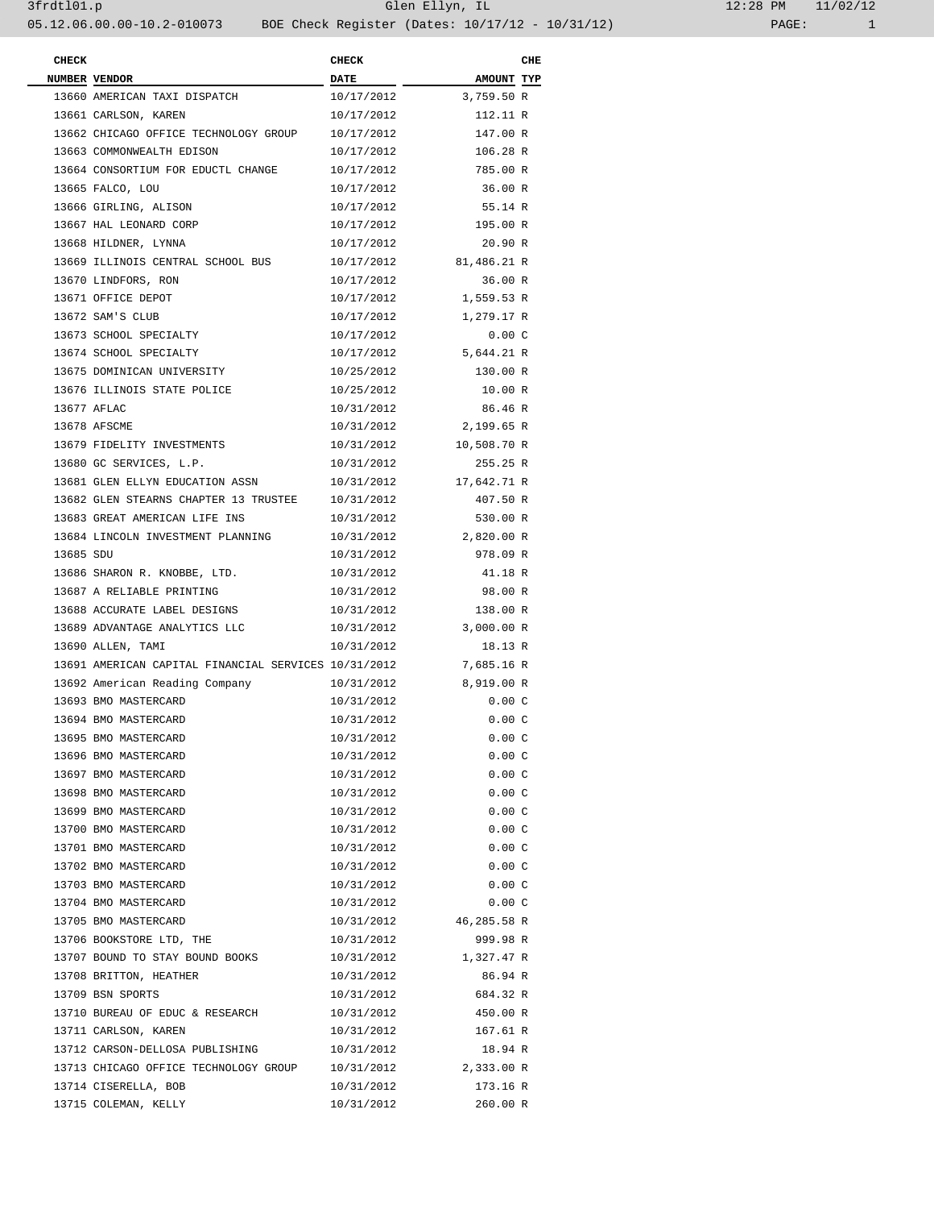| CHECK NUMBER | VENDOR | CHECK DATE | AMOUNT | CHE TYP |
|---|---|---|---|---|
| 13660 | AMERICAN TAXI DISPATCH | 10/17/2012 | 3,759.50 | R |
| 13661 | CARLSON, KAREN | 10/17/2012 | 112.11 | R |
| 13662 | CHICAGO OFFICE TECHNOLOGY GROUP | 10/17/2012 | 147.00 | R |
| 13663 | COMMONWEALTH EDISON | 10/17/2012 | 106.28 | R |
| 13664 | CONSORTIUM FOR EDUCTL CHANGE | 10/17/2012 | 785.00 | R |
| 13665 | FALCO, LOU | 10/17/2012 | 36.00 | R |
| 13666 | GIRLING, ALISON | 10/17/2012 | 55.14 | R |
| 13667 | HAL LEONARD CORP | 10/17/2012 | 195.00 | R |
| 13668 | HILDNER, LYNNA | 10/17/2012 | 20.90 | R |
| 13669 | ILLINOIS CENTRAL SCHOOL BUS | 10/17/2012 | 81,486.21 | R |
| 13670 | LINDFORS, RON | 10/17/2012 | 36.00 | R |
| 13671 | OFFICE DEPOT | 10/17/2012 | 1,559.53 | R |
| 13672 | SAM'S CLUB | 10/17/2012 | 1,279.17 | R |
| 13673 | SCHOOL SPECIALTY | 10/17/2012 | 0.00 | C |
| 13674 | SCHOOL SPECIALTY | 10/17/2012 | 5,644.21 | R |
| 13675 | DOMINICAN UNIVERSITY | 10/25/2012 | 130.00 | R |
| 13676 | ILLINOIS STATE POLICE | 10/25/2012 | 10.00 | R |
| 13677 | AFLAC | 10/31/2012 | 86.46 | R |
| 13678 | AFSCME | 10/31/2012 | 2,199.65 | R |
| 13679 | FIDELITY INVESTMENTS | 10/31/2012 | 10,508.70 | R |
| 13680 | GC SERVICES, L.P. | 10/31/2012 | 255.25 | R |
| 13681 | GLEN ELLYN EDUCATION ASSN | 10/31/2012 | 17,642.71 | R |
| 13682 | GLEN STEARNS CHAPTER 13 TRUSTEE | 10/31/2012 | 407.50 | R |
| 13683 | GREAT AMERICAN LIFE INS | 10/31/2012 | 530.00 | R |
| 13684 | LINCOLN INVESTMENT PLANNING | 10/31/2012 | 2,820.00 | R |
| 13685 | SDU | 10/31/2012 | 978.09 | R |
| 13686 | SHARON R. KNOBBE, LTD. | 10/31/2012 | 41.18 | R |
| 13687 | A RELIABLE PRINTING | 10/31/2012 | 98.00 | R |
| 13688 | ACCURATE LABEL DESIGNS | 10/31/2012 | 138.00 | R |
| 13689 | ADVANTAGE ANALYTICS LLC | 10/31/2012 | 3,000.00 | R |
| 13690 | ALLEN, TAMI | 10/31/2012 | 18.13 | R |
| 13691 | AMERICAN CAPITAL FINANCIAL SERVICES | 10/31/2012 | 7,685.16 | R |
| 13692 | American Reading Company | 10/31/2012 | 8,919.00 | R |
| 13693 | BMO MASTERCARD | 10/31/2012 | 0.00 | C |
| 13694 | BMO MASTERCARD | 10/31/2012 | 0.00 | C |
| 13695 | BMO MASTERCARD | 10/31/2012 | 0.00 | C |
| 13696 | BMO MASTERCARD | 10/31/2012 | 0.00 | C |
| 13697 | BMO MASTERCARD | 10/31/2012 | 0.00 | C |
| 13698 | BMO MASTERCARD | 10/31/2012 | 0.00 | C |
| 13699 | BMO MASTERCARD | 10/31/2012 | 0.00 | C |
| 13700 | BMO MASTERCARD | 10/31/2012 | 0.00 | C |
| 13701 | BMO MASTERCARD | 10/31/2012 | 0.00 | C |
| 13702 | BMO MASTERCARD | 10/31/2012 | 0.00 | C |
| 13703 | BMO MASTERCARD | 10/31/2012 | 0.00 | C |
| 13704 | BMO MASTERCARD | 10/31/2012 | 0.00 | C |
| 13705 | BMO MASTERCARD | 10/31/2012 | 46,285.58 | R |
| 13706 | BOOKSTORE LTD, THE | 10/31/2012 | 999.98 | R |
| 13707 | BOUND TO STAY BOUND BOOKS | 10/31/2012 | 1,327.47 | R |
| 13708 | BRITTON, HEATHER | 10/31/2012 | 86.94 | R |
| 13709 | BSN SPORTS | 10/31/2012 | 684.32 | R |
| 13710 | BUREAU OF EDUC & RESEARCH | 10/31/2012 | 450.00 | R |
| 13711 | CARLSON, KAREN | 10/31/2012 | 167.61 | R |
| 13712 | CARSON-DELLOSA PUBLISHING | 10/31/2012 | 18.94 | R |
| 13713 | CHICAGO OFFICE TECHNOLOGY GROUP | 10/31/2012 | 2,333.00 | R |
| 13714 | CISERELLA, BOB | 10/31/2012 | 173.16 | R |
| 13715 | COLEMAN, KELLY | 10/31/2012 | 260.00 | R |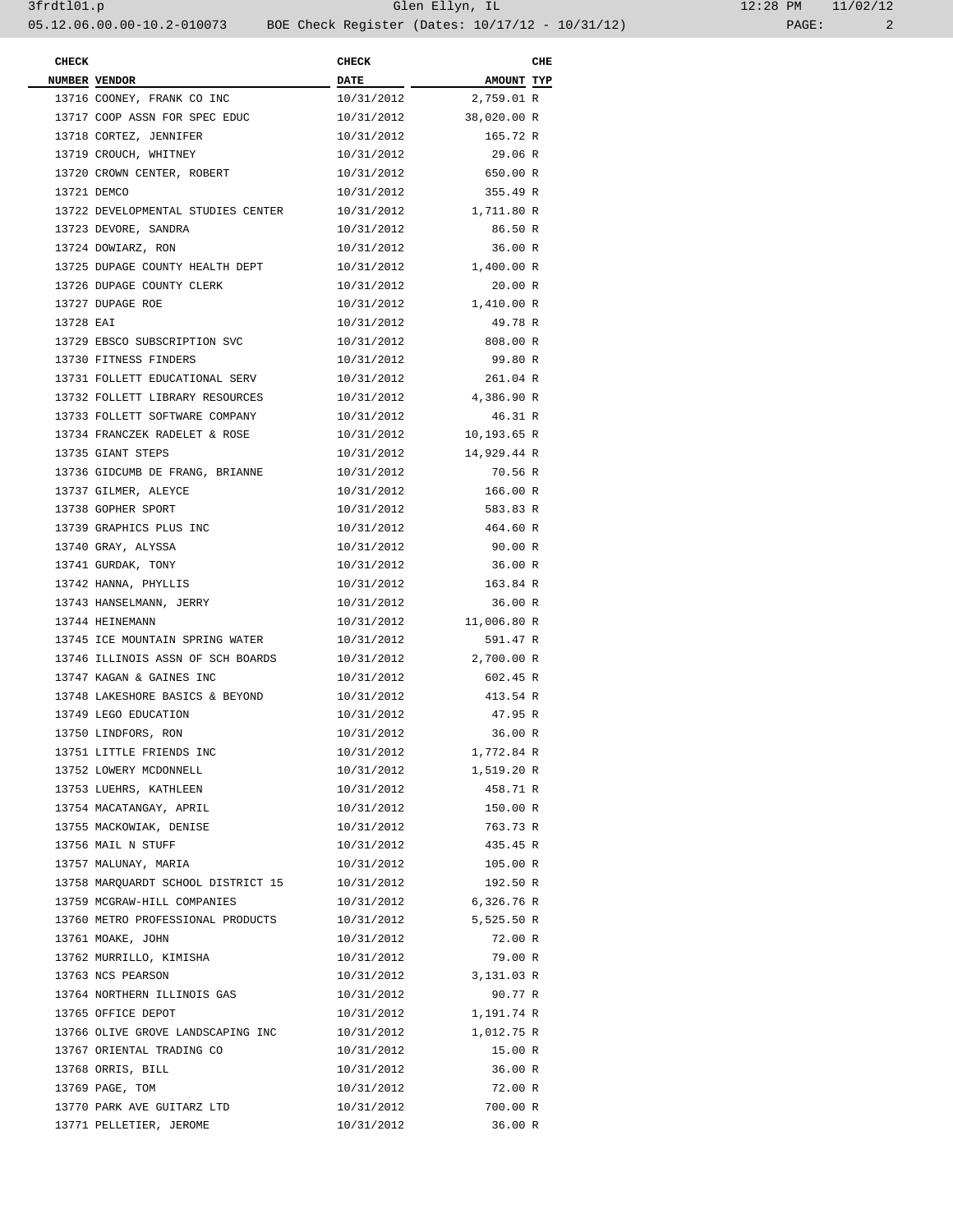| CHECK NUMBER | VENDOR | CHECK DATE | AMOUNT | CHE TYP |
|---|---|---|---|---|
| 13716 | COONEY, FRANK CO INC | 10/31/2012 | 2,759.01 | R |
| 13717 | COOP ASSN FOR SPEC EDUC | 10/31/2012 | 38,020.00 | R |
| 13718 | CORTEZ, JENNIFER | 10/31/2012 | 165.72 | R |
| 13719 | CROUCH, WHITNEY | 10/31/2012 | 29.06 | R |
| 13720 | CROWN CENTER, ROBERT | 10/31/2012 | 650.00 | R |
| 13721 | DEMCO | 10/31/2012 | 355.49 | R |
| 13722 | DEVELOPMENTAL STUDIES CENTER | 10/31/2012 | 1,711.80 | R |
| 13723 | DEVORE, SANDRA | 10/31/2012 | 86.50 | R |
| 13724 | DOWIARZ, RON | 10/31/2012 | 36.00 | R |
| 13725 | DUPAGE COUNTY HEALTH DEPT | 10/31/2012 | 1,400.00 | R |
| 13726 | DUPAGE COUNTY CLERK | 10/31/2012 | 20.00 | R |
| 13727 | DUPAGE ROE | 10/31/2012 | 1,410.00 | R |
| 13728 | EAI | 10/31/2012 | 49.78 | R |
| 13729 | EBSCO SUBSCRIPTION SVC | 10/31/2012 | 808.00 | R |
| 13730 | FITNESS FINDERS | 10/31/2012 | 99.80 | R |
| 13731 | FOLLETT EDUCATIONAL SERV | 10/31/2012 | 261.04 | R |
| 13732 | FOLLETT LIBRARY RESOURCES | 10/31/2012 | 4,386.90 | R |
| 13733 | FOLLETT SOFTWARE COMPANY | 10/31/2012 | 46.31 | R |
| 13734 | FRANCZEK RADELET & ROSE | 10/31/2012 | 10,193.65 | R |
| 13735 | GIANT STEPS | 10/31/2012 | 14,929.44 | R |
| 13736 | GIDCUMB DE FRANG, BRIANNE | 10/31/2012 | 70.56 | R |
| 13737 | GILMER, ALEYCE | 10/31/2012 | 166.00 | R |
| 13738 | GOPHER SPORT | 10/31/2012 | 583.83 | R |
| 13739 | GRAPHICS PLUS INC | 10/31/2012 | 464.60 | R |
| 13740 | GRAY, ALYSSA | 10/31/2012 | 90.00 | R |
| 13741 | GURDAK, TONY | 10/31/2012 | 36.00 | R |
| 13742 | HANNA, PHYLLIS | 10/31/2012 | 163.84 | R |
| 13743 | HANSELMANN, JERRY | 10/31/2012 | 36.00 | R |
| 13744 | HEINEMANN | 10/31/2012 | 11,006.80 | R |
| 13745 | ICE MOUNTAIN SPRING WATER | 10/31/2012 | 591.47 | R |
| 13746 | ILLINOIS ASSN OF SCH BOARDS | 10/31/2012 | 2,700.00 | R |
| 13747 | KAGAN & GAINES INC | 10/31/2012 | 602.45 | R |
| 13748 | LAKESHORE BASICS & BEYOND | 10/31/2012 | 413.54 | R |
| 13749 | LEGO EDUCATION | 10/31/2012 | 47.95 | R |
| 13750 | LINDFORS, RON | 10/31/2012 | 36.00 | R |
| 13751 | LITTLE FRIENDS INC | 10/31/2012 | 1,772.84 | R |
| 13752 | LOWERY MCDONNELL | 10/31/2012 | 1,519.20 | R |
| 13753 | LUEHRS, KATHLEEN | 10/31/2012 | 458.71 | R |
| 13754 | MACATANGAY, APRIL | 10/31/2012 | 150.00 | R |
| 13755 | MACKOWIAK, DENISE | 10/31/2012 | 763.73 | R |
| 13756 | MAIL N STUFF | 10/31/2012 | 435.45 | R |
| 13757 | MALUNAY, MARIA | 10/31/2012 | 105.00 | R |
| 13758 | MARQUARDT SCHOOL DISTRICT 15 | 10/31/2012 | 192.50 | R |
| 13759 | MCGRAW-HILL COMPANIES | 10/31/2012 | 6,326.76 | R |
| 13760 | METRO PROFESSIONAL PRODUCTS | 10/31/2012 | 5,525.50 | R |
| 13761 | MOAKE, JOHN | 10/31/2012 | 72.00 | R |
| 13762 | MURRILLO, KIMISHA | 10/31/2012 | 79.00 | R |
| 13763 | NCS PEARSON | 10/31/2012 | 3,131.03 | R |
| 13764 | NORTHERN ILLINOIS GAS | 10/31/2012 | 90.77 | R |
| 13765 | OFFICE DEPOT | 10/31/2012 | 1,191.74 | R |
| 13766 | OLIVE GROVE LANDSCAPING INC | 10/31/2012 | 1,012.75 | R |
| 13767 | ORIENTAL TRADING CO | 10/31/2012 | 15.00 | R |
| 13768 | ORRIS, BILL | 10/31/2012 | 36.00 | R |
| 13769 | PAGE, TOM | 10/31/2012 | 72.00 | R |
| 13770 | PARK AVE GUITARZ LTD | 10/31/2012 | 700.00 | R |
| 13771 | PELLETIER, JEROME | 10/31/2012 | 36.00 | R |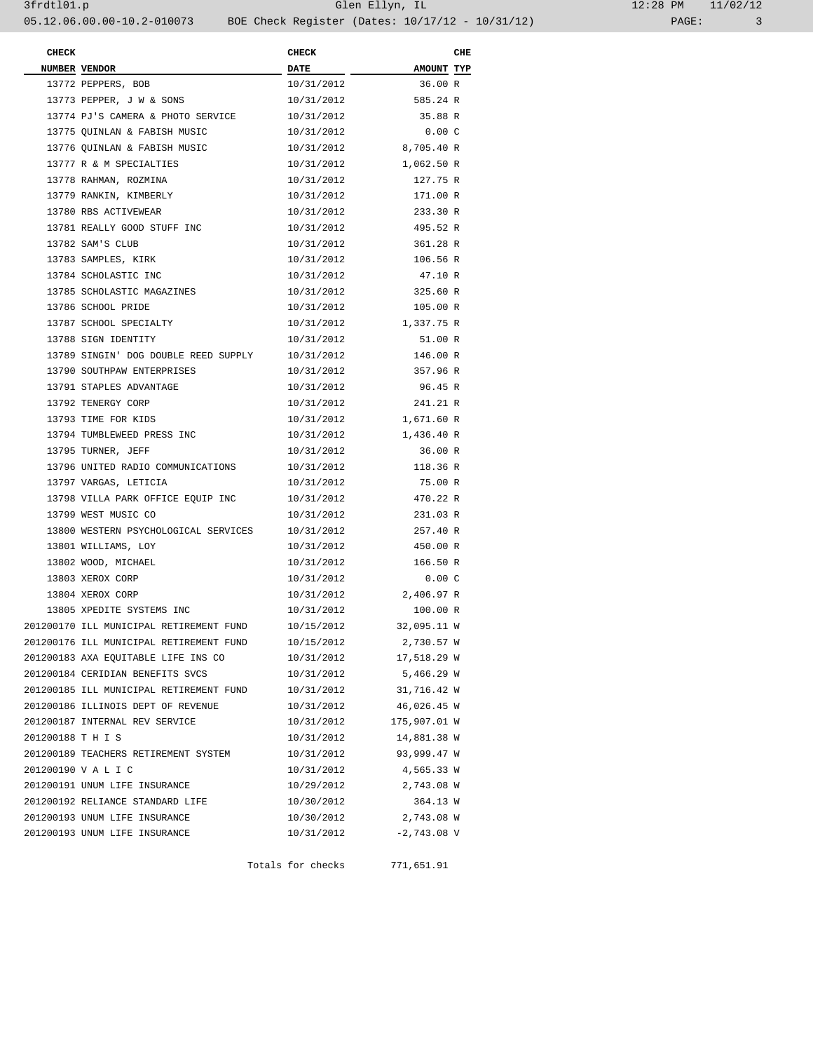| CHECK NUMBER | VENDOR | CHECK DATE | AMOUNT | CHE TYP |
|---|---|---|---|---|
| 13772 | PEPPERS, BOB | 10/31/2012 | 36.00 | R |
| 13773 | PEPPER, J W & SONS | 10/31/2012 | 585.24 | R |
| 13774 | PJ'S CAMERA & PHOTO SERVICE | 10/31/2012 | 35.88 | R |
| 13775 | QUINLAN & FABISH MUSIC | 10/31/2012 | 0.00 | C |
| 13776 | QUINLAN & FABISH MUSIC | 10/31/2012 | 8,705.40 | R |
| 13777 | R & M SPECIALTIES | 10/31/2012 | 1,062.50 | R |
| 13778 | RAHMAN, ROZMINA | 10/31/2012 | 127.75 | R |
| 13779 | RANKIN, KIMBERLY | 10/31/2012 | 171.00 | R |
| 13780 | RBS ACTIVEWEAR | 10/31/2012 | 233.30 | R |
| 13781 | REALLY GOOD STUFF INC | 10/31/2012 | 495.52 | R |
| 13782 | SAM'S CLUB | 10/31/2012 | 361.28 | R |
| 13783 | SAMPLES, KIRK | 10/31/2012 | 106.56 | R |
| 13784 | SCHOLASTIC INC | 10/31/2012 | 47.10 | R |
| 13785 | SCHOLASTIC MAGAZINES | 10/31/2012 | 325.60 | R |
| 13786 | SCHOOL PRIDE | 10/31/2012 | 105.00 | R |
| 13787 | SCHOOL SPECIALTY | 10/31/2012 | 1,337.75 | R |
| 13788 | SIGN IDENTITY | 10/31/2012 | 51.00 | R |
| 13789 | SINGIN' DOG DOUBLE REED SUPPLY | 10/31/2012 | 146.00 | R |
| 13790 | SOUTHPAW ENTERPRISES | 10/31/2012 | 357.96 | R |
| 13791 | STAPLES ADVANTAGE | 10/31/2012 | 96.45 | R |
| 13792 | TENERGY CORP | 10/31/2012 | 241.21 | R |
| 13793 | TIME FOR KIDS | 10/31/2012 | 1,671.60 | R |
| 13794 | TUMBLEWEED PRESS INC | 10/31/2012 | 1,436.40 | R |
| 13795 | TURNER, JEFF | 10/31/2012 | 36.00 | R |
| 13796 | UNITED RADIO COMMUNICATIONS | 10/31/2012 | 118.36 | R |
| 13797 | VARGAS, LETICIA | 10/31/2012 | 75.00 | R |
| 13798 | VILLA PARK OFFICE EQUIP INC | 10/31/2012 | 470.22 | R |
| 13799 | WEST MUSIC CO | 10/31/2012 | 231.03 | R |
| 13800 | WESTERN PSYCHOLOGICAL SERVICES | 10/31/2012 | 257.40 | R |
| 13801 | WILLIAMS, LOY | 10/31/2012 | 450.00 | R |
| 13802 | WOOD, MICHAEL | 10/31/2012 | 166.50 | R |
| 13803 | XEROX CORP | 10/31/2012 | 0.00 | C |
| 13804 | XEROX CORP | 10/31/2012 | 2,406.97 | R |
| 13805 | XPEDITE SYSTEMS INC | 10/31/2012 | 100.00 | R |
| 201200170 | ILL MUNICIPAL RETIREMENT FUND | 10/15/2012 | 32,095.11 | W |
| 201200176 | ILL MUNICIPAL RETIREMENT FUND | 10/15/2012 | 2,730.57 | W |
| 201200183 | AXA EQUITABLE LIFE INS CO | 10/31/2012 | 17,518.29 | W |
| 201200184 | CERIDIAN BENEFITS SVCS | 10/31/2012 | 5,466.29 | W |
| 201200185 | ILL MUNICIPAL RETIREMENT FUND | 10/31/2012 | 31,716.42 | W |
| 201200186 | ILLINOIS DEPT OF REVENUE | 10/31/2012 | 46,026.45 | W |
| 201200187 | INTERNAL REV SERVICE | 10/31/2012 | 175,907.01 | W |
| 201200188 | T H I S | 10/31/2012 | 14,881.38 | W |
| 201200189 | TEACHERS RETIREMENT SYSTEM | 10/31/2012 | 93,999.47 | W |
| 201200190 | V A L I C | 10/31/2012 | 4,565.33 | W |
| 201200191 | UNUM LIFE INSURANCE | 10/29/2012 | 2,743.08 | W |
| 201200192 | RELIANCE STANDARD LIFE | 10/30/2012 | 364.13 | W |
| 201200193 | UNUM LIFE INSURANCE | 10/30/2012 | 2,743.08 | W |
| 201200193 | UNUM LIFE INSURANCE | 10/31/2012 | -2,743.08 | V |
| | | Totals for checks | 771,651.91 | |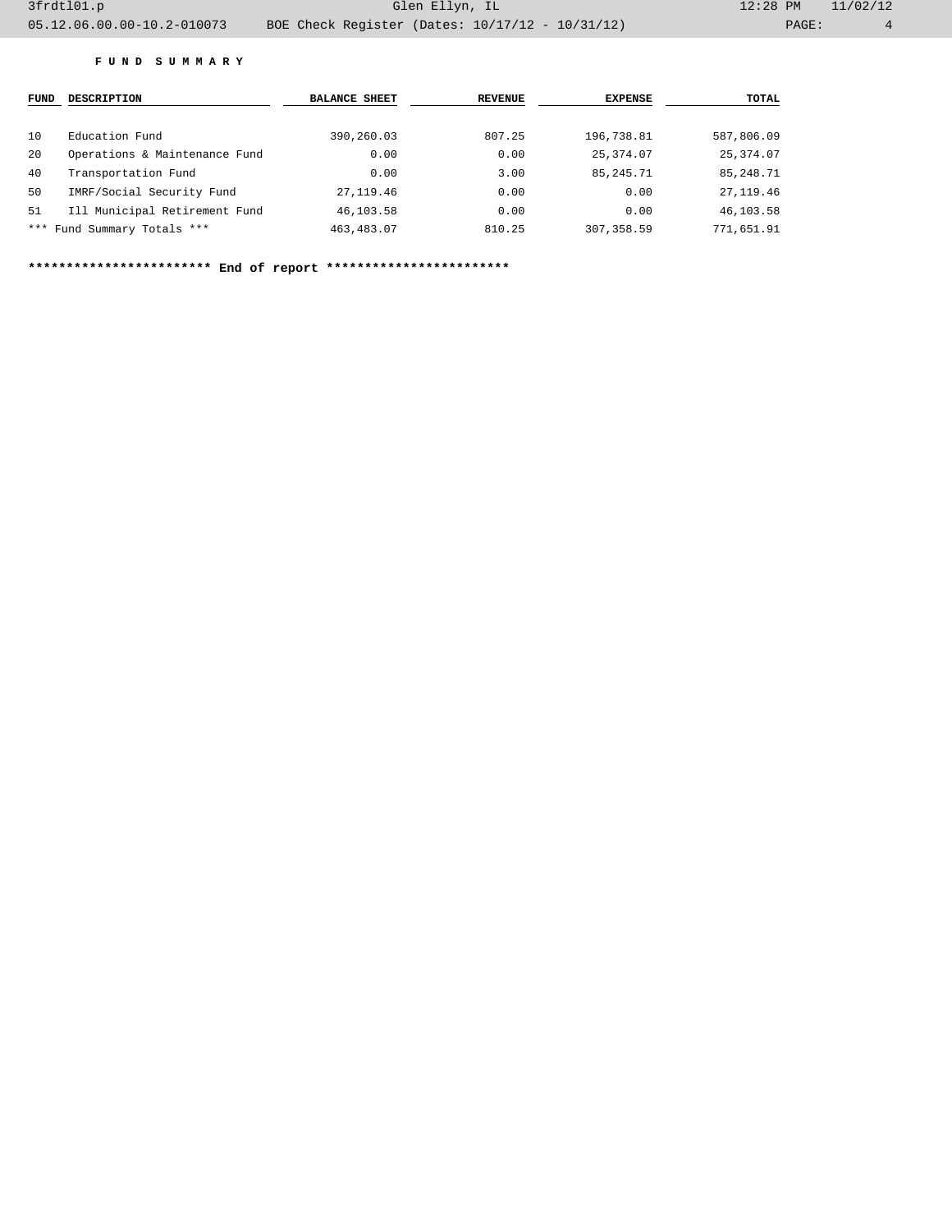**F U N D S U M M A R Y**

| FUND | DESCRIPTION | BALANCE SHEET | REVENUE | EXPENSE | TOTAL |
|---|---|---|---|---|---|
| 10 | Education Fund | 390,260.03 | 807.25 | 196,738.81 | 587,806.09 |
| 20 | Operations & Maintenance Fund | 0.00 | 0.00 | 25,374.07 | 25,374.07 |
| 40 | Transportation Fund | 0.00 | 3.00 | 85,245.71 | 85,248.71 |
| 50 | IMRF/Social Security Fund | 27,119.46 | 0.00 | 0.00 | 27,119.46 |
| 51 | Ill Municipal Retirement Fund | 46,103.58 | 0.00 | 0.00 | 46,103.58 |
| *** Fund Summary Totals *** | | 463,483.07 | 810.25 | 307,358.59 | 771,651.91 |

************************ **End of report** ************************